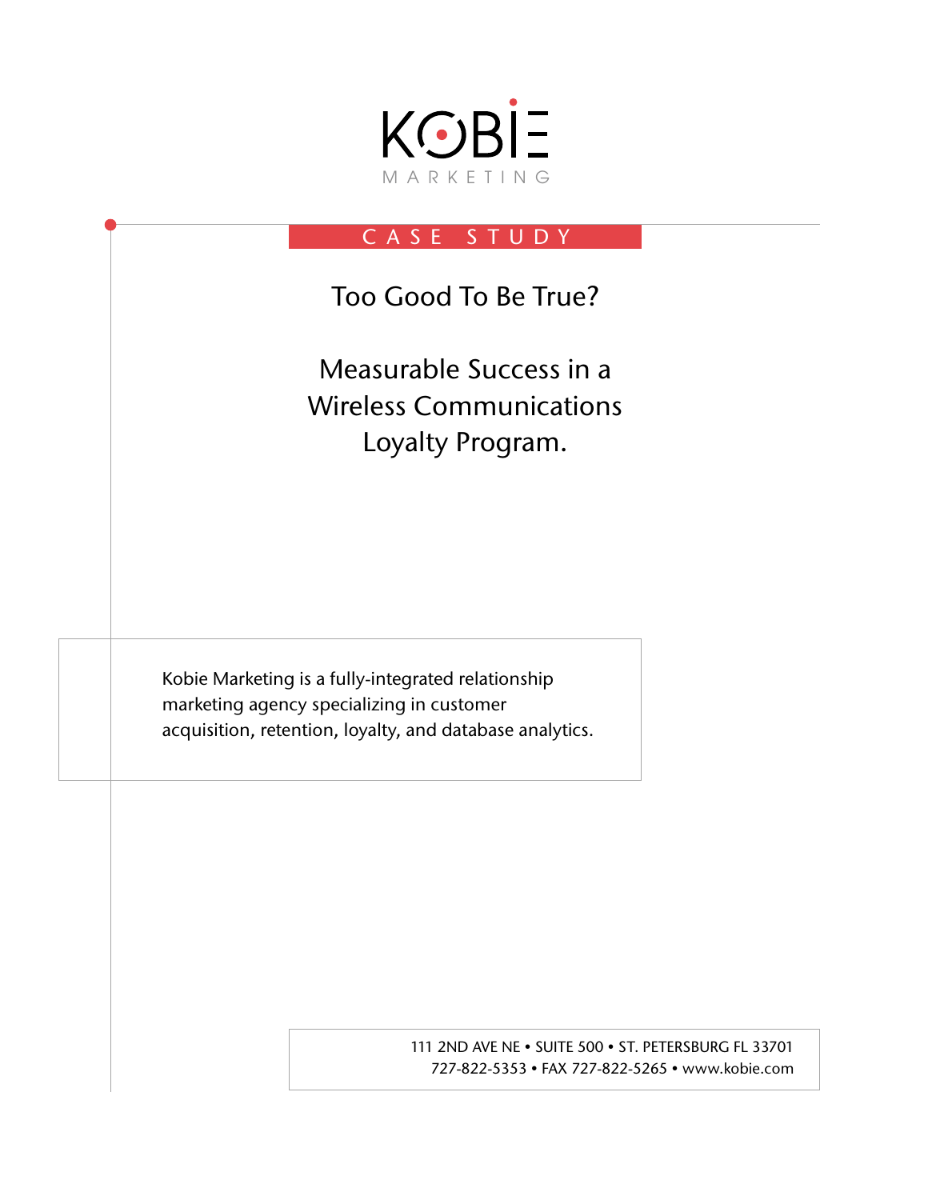KOBIE

MARKETING

CASE STUDY

# Too Good To Be True?

## Measurable Success in a Wireless Communications Loyalty Program.

Kobie Marketing is a fully-integrated relationship marketing agency specializing in customer acquisition, retention, loyalty, and database analytics.

111 2ND AVE NE • SUITE 500 • ST. PETERSBURG FL 33701
727-822-5353 • FAX 727-822-5265 • www.kobie.com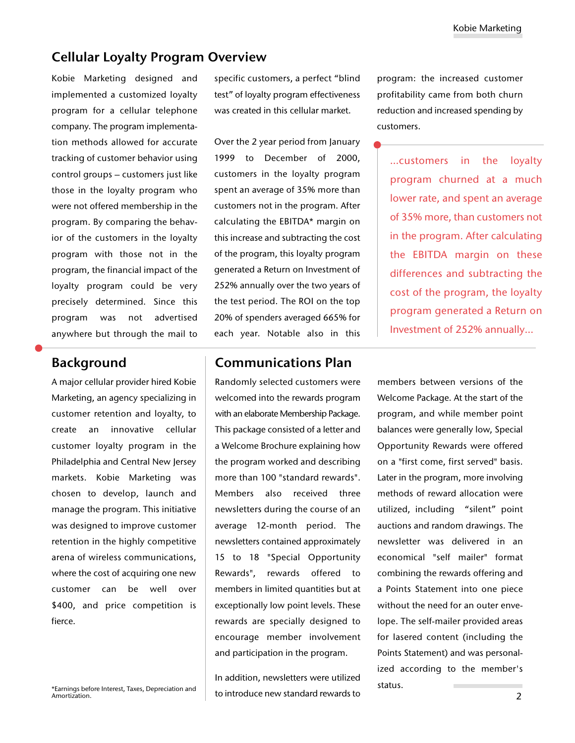## Cellular Loyalty Program Overview

Kobie Marketing designed and implemented a customized loyalty program for a cellular telephone company. The program implementation methods allowed for accurate tracking of customer behavior using control groups – customers just like those in the loyalty program who were not offered membership in the program. By comparing the behavior of the customers in the loyalty program with those not in the program, the financial impact of the loyalty program could be very precisely determined. Since this program was not advertised anywhere but through the mail to specific customers, a perfect "blind test" of loyalty program effectiveness was created in this cellular market.

Over the 2 year period from January 1999 to December of 2000, customers in the loyalty program spent an average of 35% more than customers not in the program. After calculating the EBITDA* margin on this increase and subtracting the cost of the program, this loyalty program generated a Return on Investment of 252% annually over the two years of the test period. The ROI on the top 20% of spenders averaged 665% for each year. Notable also in this program: the increased customer profitability came from both churn reduction and increased spending by customers.

> ...customers in the loyalty program churned at a much lower rate, and spent an average of 35% more, than customers not in the program. After calculating the EBITDA margin on these differences and subtracting the cost of the program, the loyalty program generated a Return on Investment of 252% annually...

## Background

A major cellular provider hired Kobie Marketing, an agency specializing in customer retention and loyalty, to create an innovative cellular customer loyalty program in the Philadelphia and Central New Jersey markets. Kobie Marketing was chosen to develop, launch and manage the program. This initiative was designed to improve customer retention in the highly competitive arena of wireless communications, where the cost of acquiring one new customer can be well over $400, and price competition is fierce.

*Earnings before Interest, Taxes, Depreciation and Amortization.

## Communications Plan

Randomly selected customers were welcomed into the rewards program with an elaborate Membership Package. This package consisted of a letter and a Welcome Brochure explaining how the program worked and describing more than 100 "standard rewards". Members also received three newsletters during the course of an average 12-month period. The newsletters contained approximately 15 to 18 "Special Opportunity Rewards", rewards offered to members in limited quantities but at exceptionally low point levels. These rewards are specially designed to encourage member involvement and participation in the program.

In addition, newsletters were utilized to introduce new standard rewards to members between versions of the Welcome Package. At the start of the program, and while member point balances were generally low, Special Opportunity Rewards were offered on a "first come, first served" basis. Later in the program, more involving methods of reward allocation were utilized, including "silent" point auctions and random drawings. The newsletter was delivered in an economical "self mailer" format combining the rewards offering and a Points Statement into one piece without the need for an outer envelope. The self-mailer provided areas for lasered content (including the Points Statement) and was personalized according to the member's status.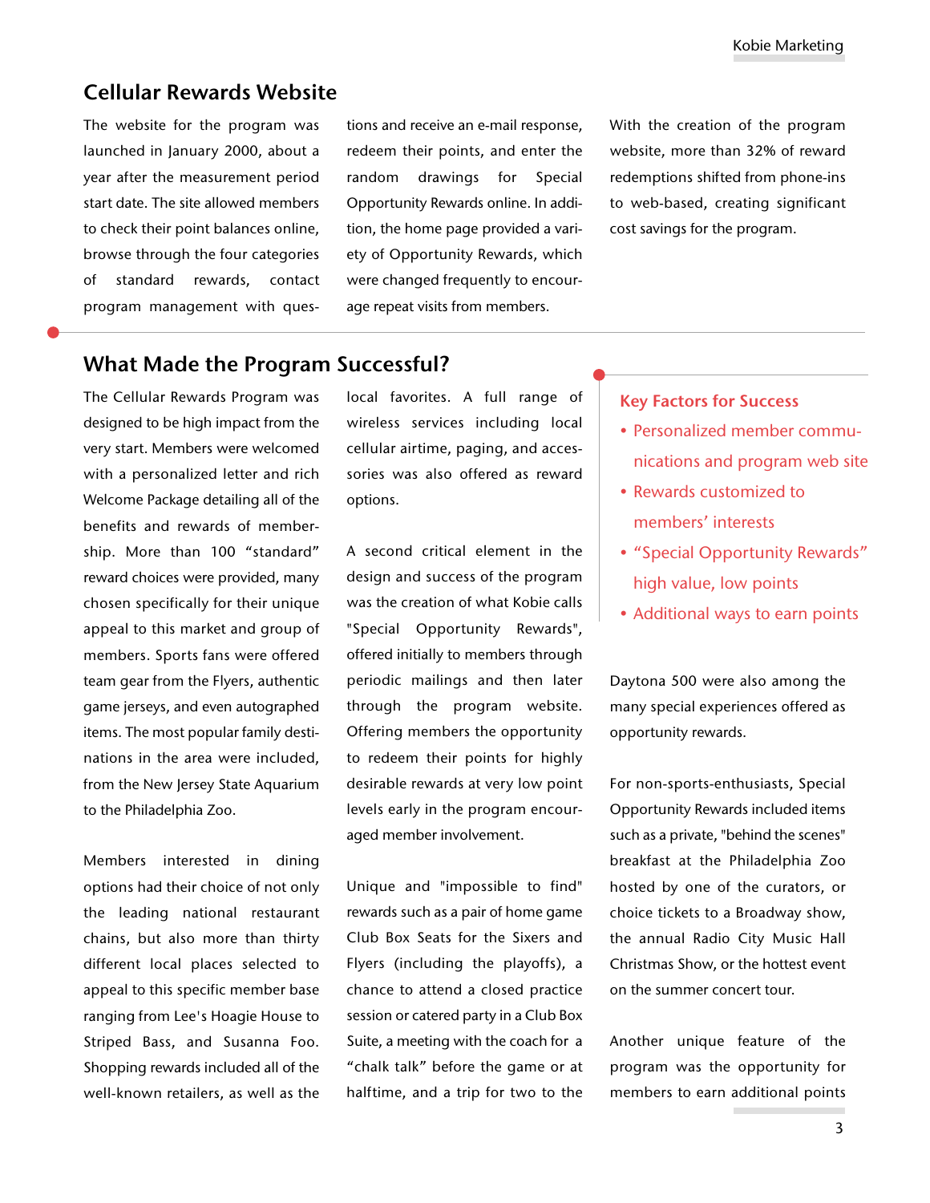## Cellular Rewards Website

The website for the program was launched in January 2000, about a year after the measurement period start date. The site allowed members to check their point balances online, browse through the four categories of standard rewards, contact program management with questions and receive an e-mail response, redeem their points, and enter the random drawings for Special Opportunity Rewards online. In addition, the home page provided a variety of Opportunity Rewards, which were changed frequently to encourage repeat visits from members.

With the creation of the program website, more than 32% of reward redemptions shifted from phone-ins to web-based, creating significant cost savings for the program.

## What Made the Program Successful?

The Cellular Rewards Program was designed to be high impact from the very start. Members were welcomed with a personalized letter and rich Welcome Package detailing all of the benefits and rewards of membership. More than 100 “standard” reward choices were provided, many chosen specifically for their unique appeal to this market and group of members. Sports fans were offered team gear from the Flyers, authentic game jerseys, and even autographed items. The most popular family destinations in the area were included, from the New Jersey State Aquarium to the Philadelphia Zoo.

Members interested in dining options had their choice of not only the leading national restaurant chains, but also more than thirty different local places selected to appeal to this specific member base ranging from Lee's Hoagie House to Striped Bass, and Susanna Foo. Shopping rewards included all of the well-known retailers, as well as the local favorites. A full range of wireless services including local cellular airtime, paging, and accessories was also offered as reward options.

A second critical element in the design and success of the program was the creation of what Kobie calls "Special Opportunity Rewards", offered initially to members through periodic mailings and then later through the program website. Offering members the opportunity to redeem their points for highly desirable rewards at very low point levels early in the program encouraged member involvement.

Unique and "impossible to find" rewards such as a pair of home game Club Box Seats for the Sixers and Flyers (including the playoffs), a chance to attend a closed practice session or catered party in a Club Box Suite, a meeting with the coach for a “chalk talk” before the game or at halftime, and a trip for two to the Daytona 500 were also among the many special experiences offered as opportunity rewards.

### Key Factors for Success

- Personalized member communications and program web site
- Rewards customized to members’ interests
- “Special Opportunity Rewards” high value, low points
- Additional ways to earn points

For non-sports-enthusiasts, Special Opportunity Rewards included items such as a private, "behind the scenes" breakfast at the Philadelphia Zoo hosted by one of the curators, or choice tickets to a Broadway show, the annual Radio City Music Hall Christmas Show, or the hottest event on the summer concert tour.

Another unique feature of the program was the opportunity for members to earn additional points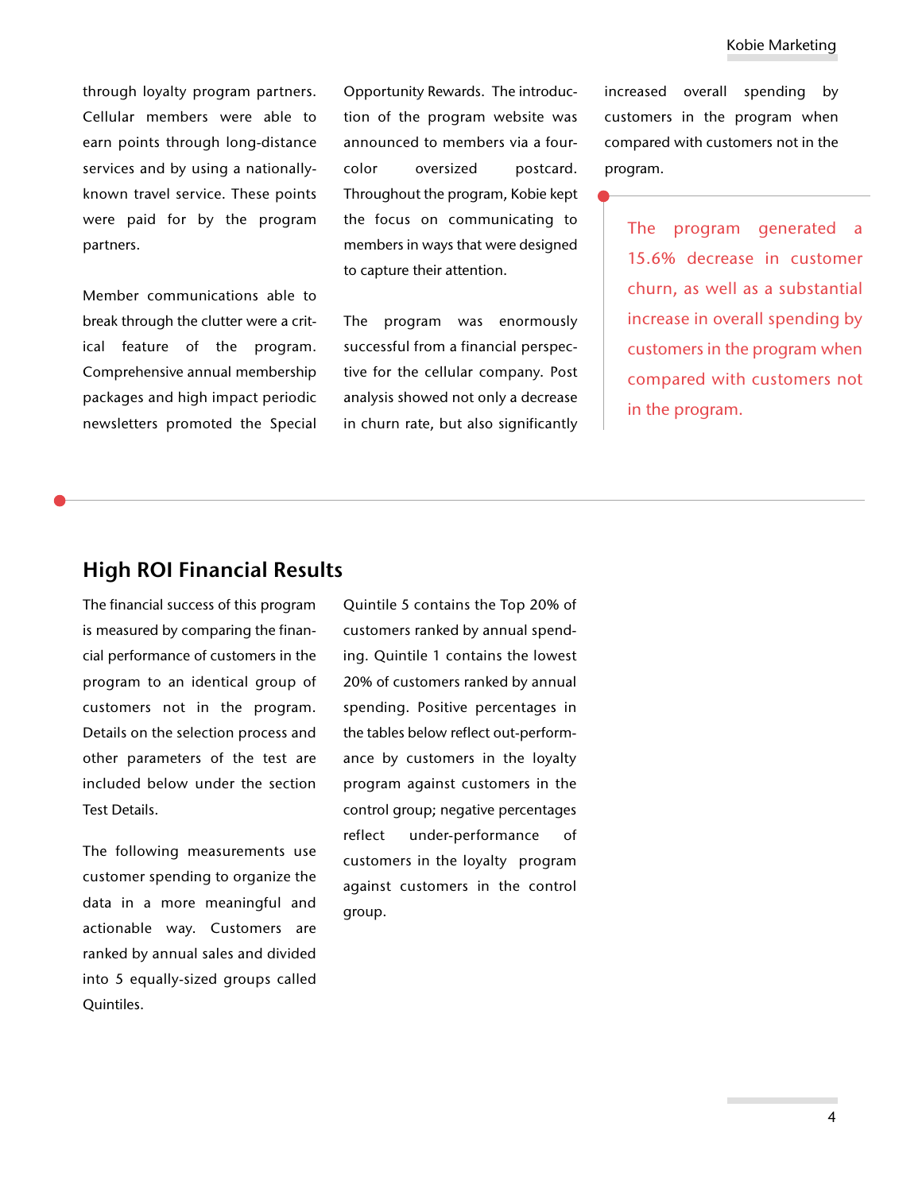through loyalty program partners. Cellular members were able to earn points through long-distance services and by using a nationally-known travel service. These points were paid for by the program partners.

Member communications able to break through the clutter were a critical feature of the program. Comprehensive annual membership packages and high impact periodic newsletters promoted the Special Opportunity Rewards. The introduction of the program website was announced to members via a four-color oversized postcard. Throughout the program, Kobie kept the focus on communicating to members in ways that were designed to capture their attention.

The program was enormously successful from a financial perspective for the cellular company. Post analysis showed not only a decrease in churn rate, but also significantly increased overall spending by customers in the program when compared with customers not in the program.

> The program generated a 15.6% decrease in customer churn, as well as a substantial increase in overall spending by customers in the program when compared with customers not in the program.

## High ROI Financial Results

The financial success of this program is measured by comparing the financial performance of customers in the program to an identical group of customers not in the program. Details on the selection process and other parameters of the test are included below under the section Test Details.

The following measurements use customer spending to organize the data in a more meaningful and actionable way. Customers are ranked by annual sales and divided into 5 equally-sized groups called Quintiles. Quintile 5 contains the Top 20% of customers ranked by annual spending. Quintile 1 contains the lowest 20% of customers ranked by annual spending. Positive percentages in the tables below reflect out-performance by customers in the loyalty program against customers in the control group; negative percentages reflect under-performance of customers in the loyalty program against customers in the control group.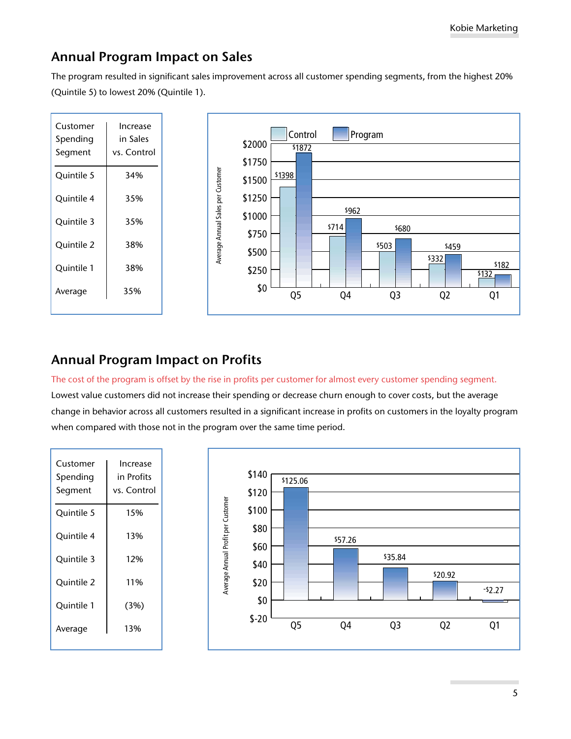## Annual Program Impact on Sales

The program resulted in significant sales improvement across all customer spending segments, from the highest 20% (Quintile 5) to lowest 20% (Quintile 1).

| Customer Spending Segment | Increase in Sales vs. Control |
|---|---|
| Quintile 5 | 34% |
| Quintile 4 | 35% |
| Quintile 3 | 35% |
| Quintile 2 | 38% |
| Quintile 1 | 38% |
| Average | 35% |

Average Annual Sales per Customer

| | Control | Program |
|---|---|---|
| Q5 | $1398 | $1872 |
| Q4 | $714 | $962 |
| Q3 | $503 | $680 |
| Q2 | $332 | $459 |
| Q1 | $132 | $182 |

## Annual Program Impact on Profits

The cost of the program is offset by the rise in profits per customer for almost every customer spending segment. Lowest value customers did not increase their spending or decrease churn enough to cover costs, but the average change in behavior across all customers resulted in a significant increase in profits on customers in the loyalty program when compared with those not in the program over the same time period.

| Customer Spending Segment | Increase in Profits vs. Control |
|---|---|
| Quintile 5 | 15% |
| Quintile 4 | 13% |
| Quintile 3 | 12% |
| Quintile 2 | 11% |
| Quintile 1 | (3%) |
| Average | 13% |

Average Annual Profit per Customer

| | Profit |
|---|---|
| Q5 | $125.06 |
| Q4 | $57.26 |
| Q3 | $35.84 |
| Q2 | $20.92 |
| Q1 | -$2.27 |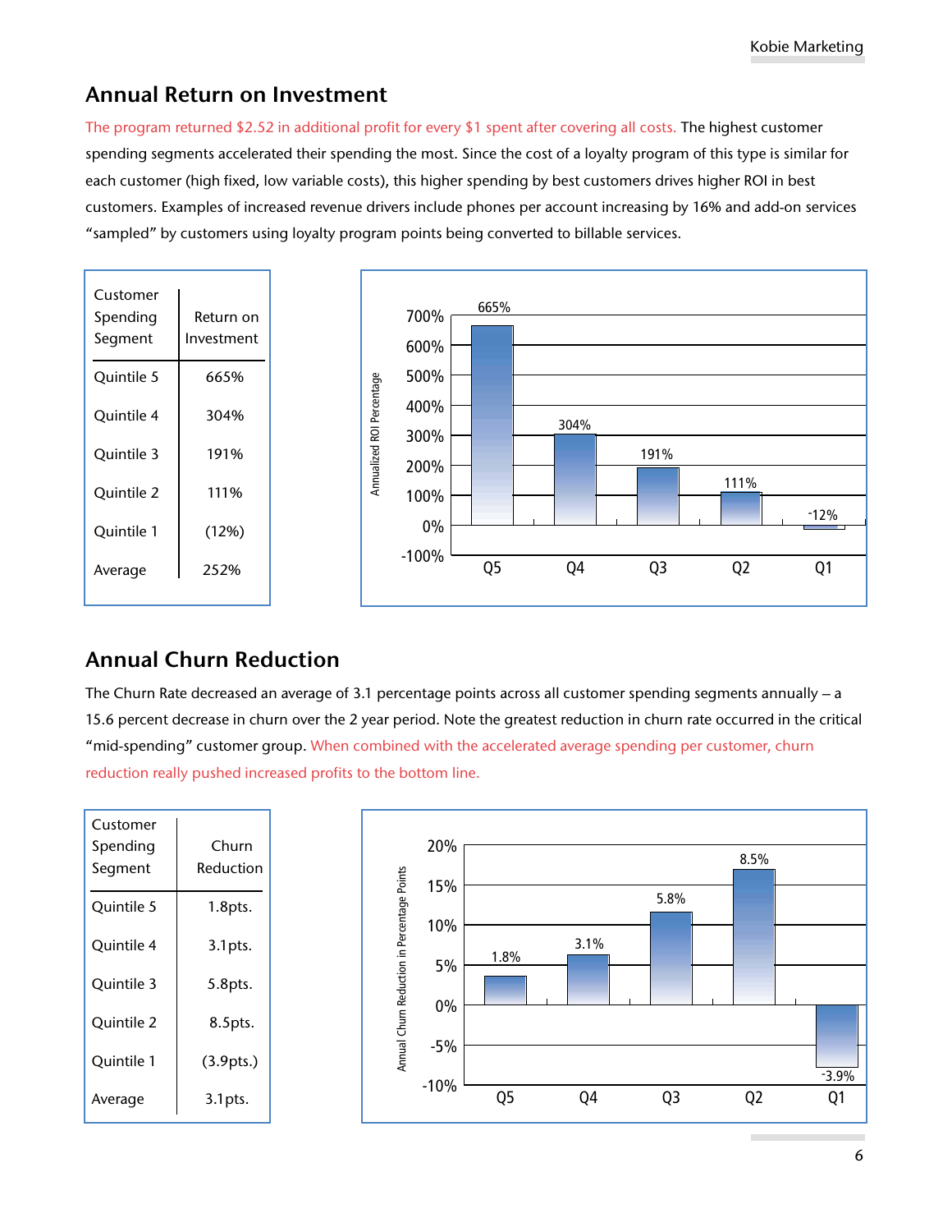## Annual Return on Investment

The program returned $2.52 in additional profit for every $1 spent after covering all costs. The highest customer spending segments accelerated their spending the most. Since the cost of a loyalty program of this type is similar for each customer (high fixed, low variable costs), this higher spending by best customers drives higher ROI in best customers. Examples of increased revenue drivers include phones per account increasing by 16% and add-on services "sampled" by customers using loyalty program points being converted to billable services.

| Customer Spending Segment | Return on Investment |
|---|---|
| Quintile 5 | 665% |
| Quintile 4 | 304% |
| Quintile 3 | 191% |
| Quintile 2 | 111% |
| Quintile 1 | (12%) |
| Average | 252% |

## Annual Churn Reduction

The Churn Rate decreased an average of 3.1 percentage points across all customer spending segments annually – a 15.6 percent decrease in churn over the 2 year period. Note the greatest reduction in churn rate occurred in the critical "mid-spending" customer group. When combined with the accelerated average spending per customer, churn reduction really pushed increased profits to the bottom line.

| Customer Spending Segment | Churn Reduction |
|---|---|
| Quintile 5 | 1.8pts. |
| Quintile 4 | 3.1pts. |
| Quintile 3 | 5.8pts. |
| Quintile 2 | 8.5pts. |
| Quintile 1 | (3.9pts.) |
| Average | 3.1pts. |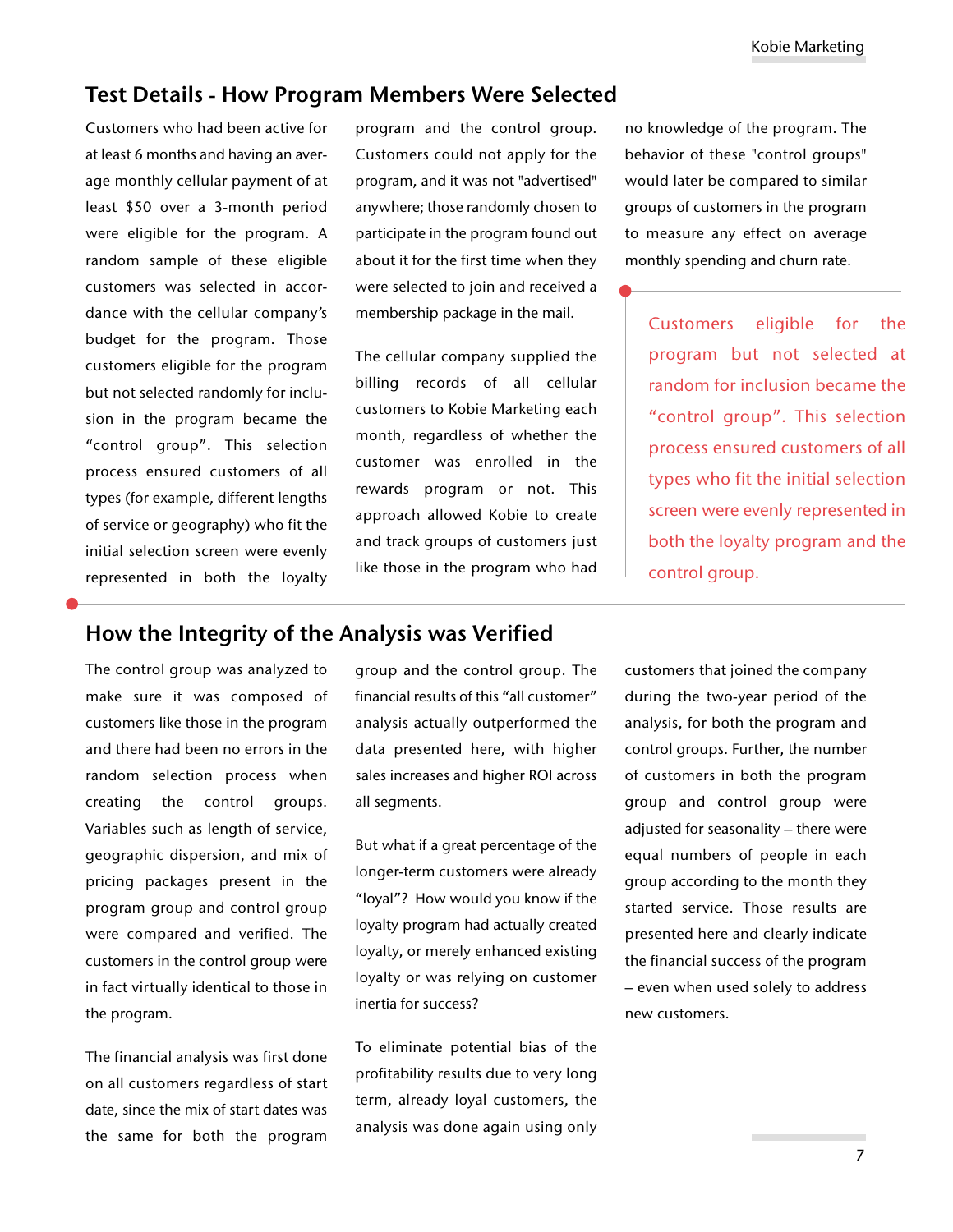## Test Details - How Program Members Were Selected

Customers who had been active for at least 6 months and having an average monthly cellular payment of at least $50 over a 3-month period were eligible for the program. A random sample of these eligible customers was selected in accordance with the cellular company's budget for the program. Those customers eligible for the program but not selected randomly for inclusion in the program became the "control group". This selection process ensured customers of all types (for example, different lengths of service or geography) who fit the initial selection screen were evenly represented in both the loyalty program and the control group. Customers could not apply for the program, and it was not "advertised" anywhere; those randomly chosen to participate in the program found out about it for the first time when they were selected to join and received a membership package in the mail.

The cellular company supplied the billing records of all cellular customers to Kobie Marketing each month, regardless of whether the customer was enrolled in the rewards program or not. This approach allowed Kobie to create and track groups of customers just like those in the program who had no knowledge of the program. The behavior of these "control groups" would later be compared to similar groups of customers in the program to measure any effect on average monthly spending and churn rate.

> Customers eligible for the program but not selected at random for inclusion became the "control group". This selection process ensured customers of all types who fit the initial selection screen were evenly represented in both the loyalty program and the control group.

## How the Integrity of the Analysis was Verified

The control group was analyzed to make sure it was composed of customers like those in the program and there had been no errors in the random selection process when creating the control groups. Variables such as length of service, geographic dispersion, and mix of pricing packages present in the program group and control group were compared and verified. The customers in the control group were in fact virtually identical to those in the program.

The financial analysis was first done on all customers regardless of start date, since the mix of start dates was the same for both the program group and the control group. The financial results of this "all customer" analysis actually outperformed the data presented here, with higher sales increases and higher ROI across all segments.

But what if a great percentage of the longer-term customers were already "loyal"? How would you know if the loyalty program had actually created loyalty, or merely enhanced existing loyalty or was relying on customer inertia for success?

To eliminate potential bias of the profitability results due to very long term, already loyal customers, the analysis was done again using only customers that joined the company during the two-year period of the analysis, for both the program and control groups. Further, the number of customers in both the program group and control group were adjusted for seasonality – there were equal numbers of people in each group according to the month they started service. Those results are presented here and clearly indicate the financial success of the program – even when used solely to address new customers.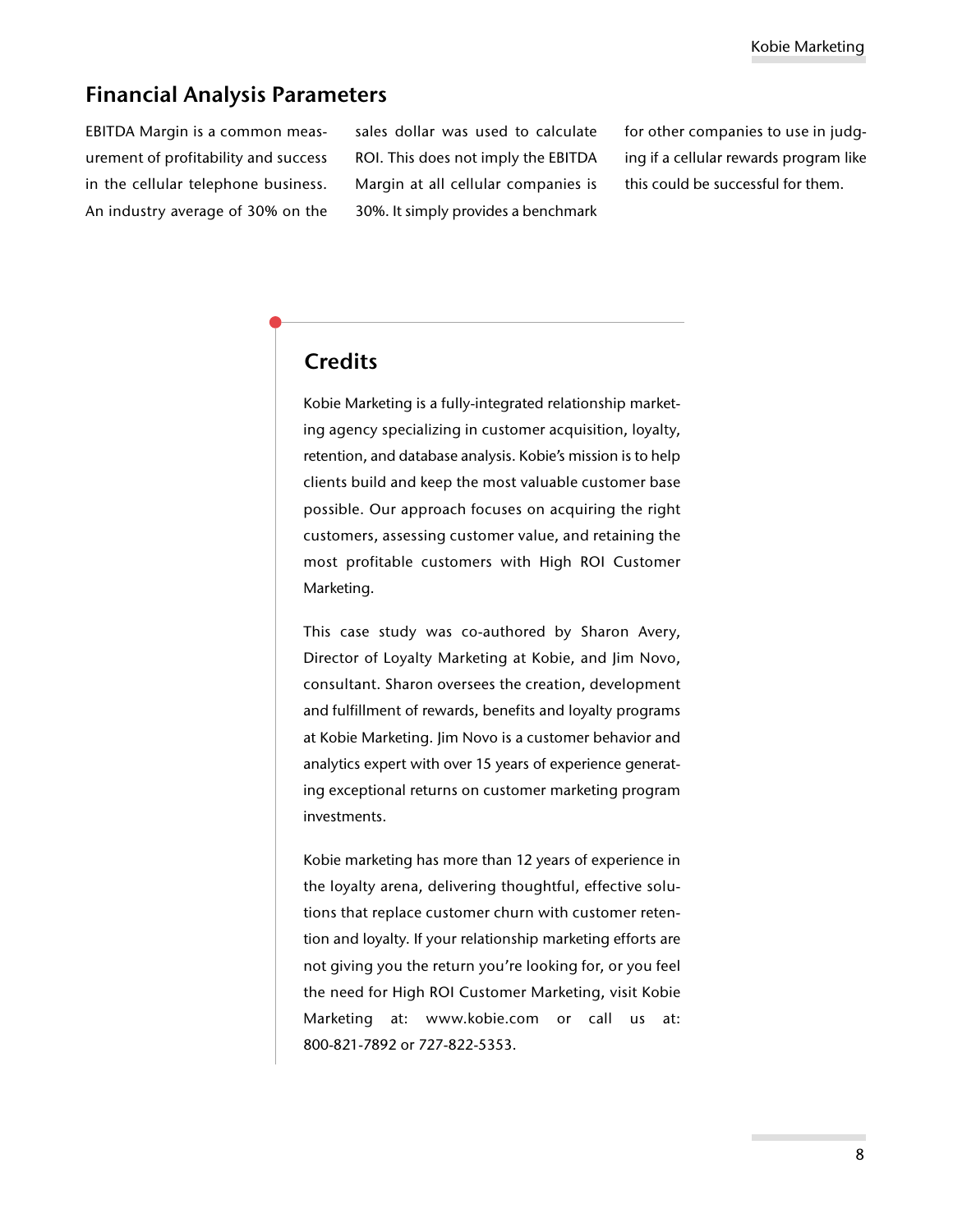## Financial Analysis Parameters

EBITDA Margin is a common measurement of profitability and success in the cellular telephone business. An industry average of 30% on the sales dollar was used to calculate ROI. This does not imply the EBITDA Margin at all cellular companies is 30%. It simply provides a benchmark for other companies to use in judging if a cellular rewards program like this could be successful for them.

## Credits

Kobie Marketing is a fully-integrated relationship marketing agency specializing in customer acquisition, loyalty, retention, and database analysis. Kobie's mission is to help clients build and keep the most valuable customer base possible. Our approach focuses on acquiring the right customers, assessing customer value, and retaining the most profitable customers with High ROI Customer Marketing.

This case study was co-authored by Sharon Avery, Director of Loyalty Marketing at Kobie, and Jim Novo, consultant. Sharon oversees the creation, development and fulfillment of rewards, benefits and loyalty programs at Kobie Marketing. Jim Novo is a customer behavior and analytics expert with over 15 years of experience generating exceptional returns on customer marketing program investments.

Kobie marketing has more than 12 years of experience in the loyalty arena, delivering thoughtful, effective solutions that replace customer churn with customer retention and loyalty. If your relationship marketing efforts are not giving you the return you're looking for, or you feel the need for High ROI Customer Marketing, visit Kobie Marketing at: www.kobie.com or call us at: 800-821-7892 or 727-822-5353.